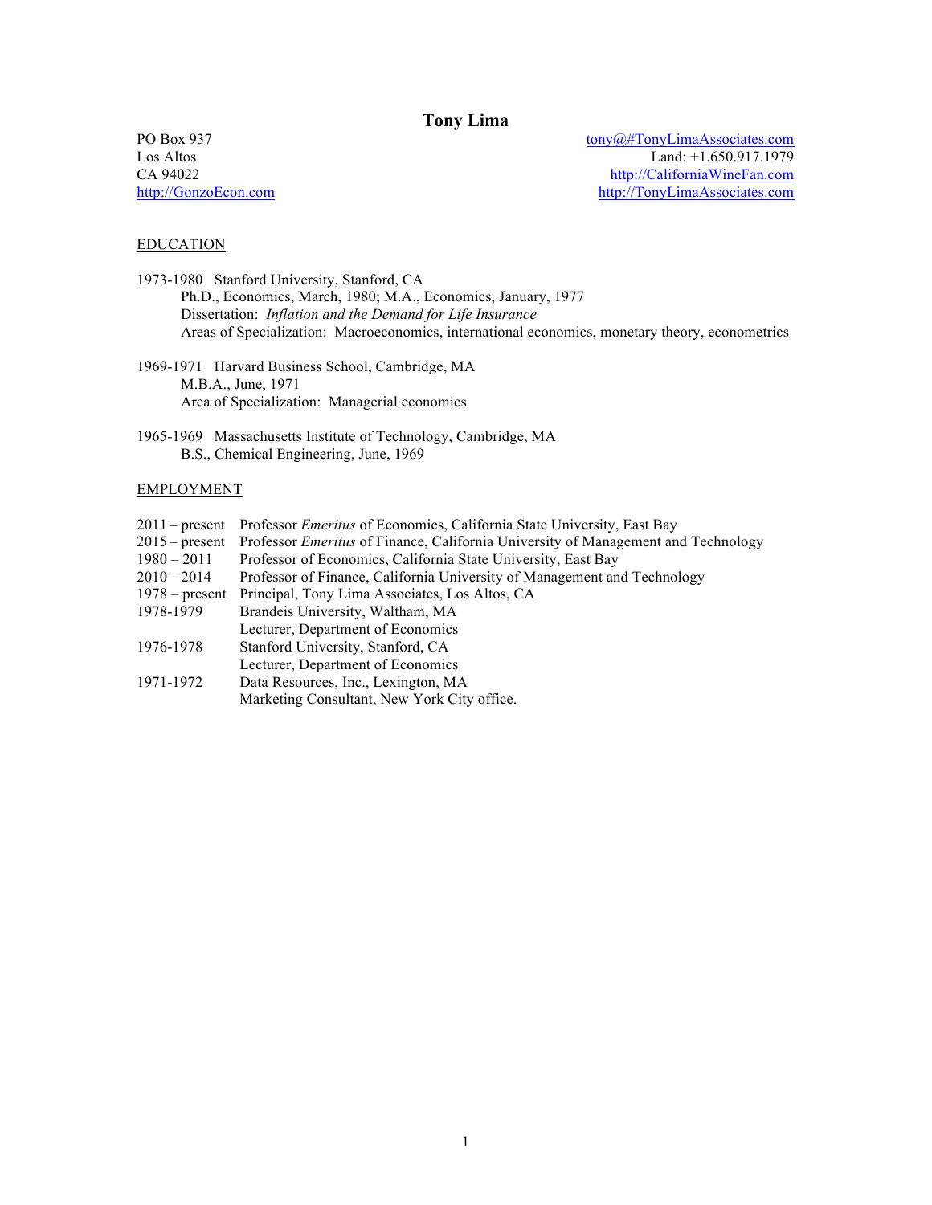# Tony Lima

PO Box 937
Los Altos
CA 94022
http://GonzoEcon.com

tony@#TonyLimaAssociates.com
Land: +1.650.917.1979
http://CaliforniaWineFan.com
http://TonyLimaAssociates.com

## EDUCATION

1973-1980 Stanford University, Stanford, CA
Ph.D., Economics, March, 1980; M.A., Economics, January, 1977
Dissertation: *Inflation and the Demand for Life Insurance*
Areas of Specialization: Macroeconomics, international economics, monetary theory, econometrics

1969-1971 Harvard Business School, Cambridge, MA
M.B.A., June, 1971
Area of Specialization: Managerial economics

1965-1969 Massachusetts Institute of Technology, Cambridge, MA
B.S., Chemical Engineering, June, 1969

## EMPLOYMENT

| | |
|---|---|
| 2011 – present | Professor *Emeritus* of Economics, California State University, East Bay |
| 2015 – present | Professor *Emeritus* of Finance, California University of Management and Technology |
| 1980 – 2011 | Professor of Economics, California State University, East Bay |
| 2010 – 2014 | Professor of Finance, California University of Management and Technology |
| 1978 – present | Principal, Tony Lima Associates, Los Altos, CA |
| 1978-1979 | Brandeis University, Waltham, MA<br>Lecturer, Department of Economics |
| 1976-1978 | Stanford University, Stanford, CA<br>Lecturer, Department of Economics |
| 1971-1972 | Data Resources, Inc., Lexington, MA<br>Marketing Consultant, New York City office. |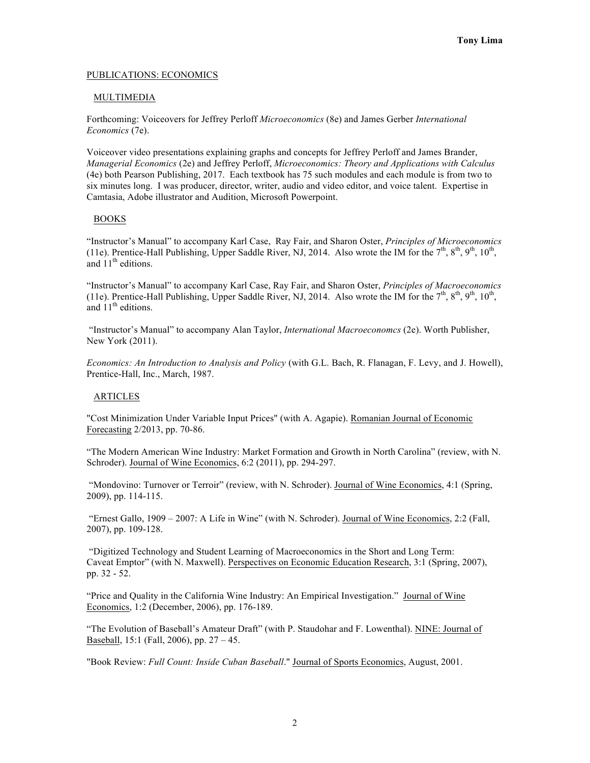## PUBLICATIONS: ECONOMICS

### MULTIMEDIA

Forthcoming: Voiceovers for Jeffrey Perloff *Microeconomics* (8e) and James Gerber *International Economics* (7e).

Voiceover video presentations explaining graphs and concepts for Jeffrey Perloff and James Brander, *Managerial Economics* (2e) and Jeffrey Perloff, *Microeconomics: Theory and Applications with Calculus* (4e) both Pearson Publishing, 2017. Each textbook has 75 such modules and each module is from two to six minutes long. I was producer, director, writer, audio and video editor, and voice talent. Expertise in Camtasia, Adobe illustrator and Audition, Microsoft Powerpoint.

### BOOKS

"Instructor's Manual" to accompany Karl Case, Ray Fair, and Sharon Oster, *Principles of Microeconomics* (11e). Prentice-Hall Publishing, Upper Saddle River, NJ, 2014. Also wrote the IM for the 7th, 8th, 9th, 10th, and 11th editions.

"Instructor's Manual" to accompany Karl Case, Ray Fair, and Sharon Oster, *Principles of Macroeconomics* (11e). Prentice-Hall Publishing, Upper Saddle River, NJ, 2014. Also wrote the IM for the 7th, 8th, 9th, 10th, and 11th editions.

"Instructor's Manual" to accompany Alan Taylor, *International Macroeconomcs* (2e). Worth Publisher, New York (2011).

*Economics: An Introduction to Analysis and Policy* (with G.L. Bach, R. Flanagan, F. Levy, and J. Howell), Prentice-Hall, Inc., March, 1987.

### ARTICLES

"Cost Minimization Under Variable Input Prices" (with A. Agapie). Romanian Journal of Economic Forecasting 2/2013, pp. 70-86.

"The Modern American Wine Industry: Market Formation and Growth in North Carolina" (review, with N. Schroder). Journal of Wine Economics, 6:2 (2011), pp. 294-297.

"Mondovino: Turnover or Terroir" (review, with N. Schroder). Journal of Wine Economics, 4:1 (Spring, 2009), pp. 114-115.

"Ernest Gallo, 1909 – 2007: A Life in Wine" (with N. Schroder). Journal of Wine Economics, 2:2 (Fall, 2007), pp. 109-128.

"Digitized Technology and Student Learning of Macroeconomics in the Short and Long Term: Caveat Emptor" (with N. Maxwell). Perspectives on Economic Education Research, 3:1 (Spring, 2007), pp. 32 - 52.

"Price and Quality in the California Wine Industry: An Empirical Investigation." Journal of Wine Economics, 1:2 (December, 2006), pp. 176-189.

"The Evolution of Baseball's Amateur Draft" (with P. Staudohar and F. Lowenthal). NINE: Journal of Baseball, 15:1 (Fall, 2006), pp. 27 – 45.

"Book Review: *Full Count: Inside Cuban Baseball*." Journal of Sports Economics, August, 2001.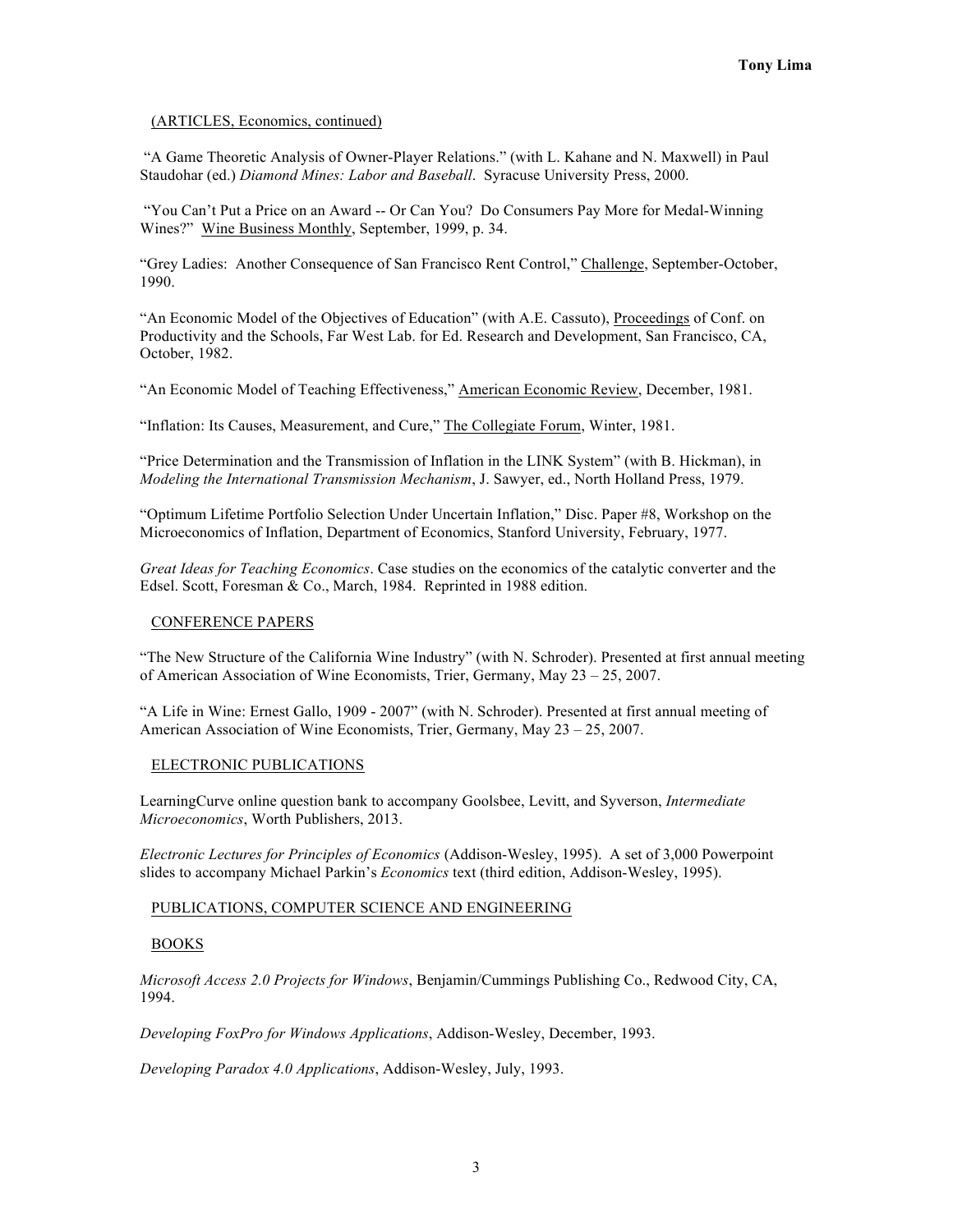(ARTICLES, Economics, continued)

"A Game Theoretic Analysis of Owner-Player Relations." (with L. Kahane and N. Maxwell) in Paul Staudohar (ed.) *Diamond Mines: Labor and Baseball*. Syracuse University Press, 2000.

"You Can't Put a Price on an Award -- Or Can You? Do Consumers Pay More for Medal-Winning Wines?" Wine Business Monthly, September, 1999, p. 34.

"Grey Ladies: Another Consequence of San Francisco Rent Control," Challenge, September-October, 1990.

"An Economic Model of the Objectives of Education" (with A.E. Cassuto), Proceedings of Conf. on Productivity and the Schools, Far West Lab. for Ed. Research and Development, San Francisco, CA, October, 1982.

"An Economic Model of Teaching Effectiveness," American Economic Review, December, 1981.

"Inflation: Its Causes, Measurement, and Cure," The Collegiate Forum, Winter, 1981.

"Price Determination and the Transmission of Inflation in the LINK System" (with B. Hickman), in *Modeling the International Transmission Mechanism*, J. Sawyer, ed., North Holland Press, 1979.

"Optimum Lifetime Portfolio Selection Under Uncertain Inflation," Disc. Paper #8, Workshop on the Microeconomics of Inflation, Department of Economics, Stanford University, February, 1977.

*Great Ideas for Teaching Economics*. Case studies on the economics of the catalytic converter and the Edsel. Scott, Foresman & Co., March, 1984. Reprinted in 1988 edition.

## CONFERENCE PAPERS

"The New Structure of the California Wine Industry" (with N. Schroder). Presented at first annual meeting of American Association of Wine Economists, Trier, Germany, May 23 – 25, 2007.

"A Life in Wine: Ernest Gallo, 1909 - 2007" (with N. Schroder). Presented at first annual meeting of American Association of Wine Economists, Trier, Germany, May 23 – 25, 2007.

## ELECTRONIC PUBLICATIONS

LearningCurve online question bank to accompany Goolsbee, Levitt, and Syverson, *Intermediate Microeconomics*, Worth Publishers, 2013.

*Electronic Lectures for Principles of Economics* (Addison-Wesley, 1995). A set of 3,000 Powerpoint slides to accompany Michael Parkin's *Economics* text (third edition, Addison-Wesley, 1995).

## PUBLICATIONS, COMPUTER SCIENCE AND ENGINEERING

### BOOKS

*Microsoft Access 2.0 Projects for Windows*, Benjamin/Cummings Publishing Co., Redwood City, CA, 1994.

*Developing FoxPro for Windows Applications*, Addison-Wesley, December, 1993.

*Developing Paradox 4.0 Applications*, Addison-Wesley, July, 1993.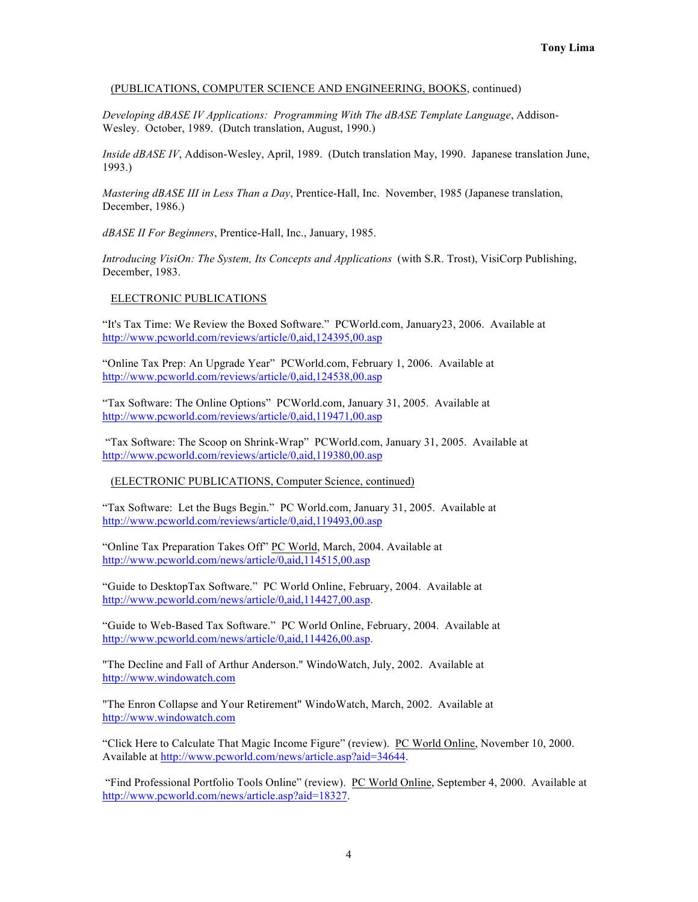(PUBLICATIONS, COMPUTER SCIENCE AND ENGINEERING, BOOKS, continued)

*Developing dBASE IV Applications: Programming With The dBASE Template Language*, Addison-Wesley. October, 1989. (Dutch translation, August, 1990.)

*Inside dBASE IV*, Addison-Wesley, April, 1989. (Dutch translation May, 1990. Japanese translation June, 1993.)

*Mastering dBASE III in Less Than a Day*, Prentice-Hall, Inc. November, 1985 (Japanese translation, December, 1986.)

*dBASE II For Beginners*, Prentice-Hall, Inc., January, 1985.

*Introducing VisiOn: The System, Its Concepts and Applications* (with S.R. Trost), VisiCorp Publishing, December, 1983.

ELECTRONIC PUBLICATIONS

"It's Tax Time: We Review the Boxed Software." PCWorld.com, January23, 2006. Available at http://www.pcworld.com/reviews/article/0,aid,124395,00.asp

"Online Tax Prep: An Upgrade Year" PCWorld.com, February 1, 2006. Available at http://www.pcworld.com/reviews/article/0,aid,124538,00.asp

"Tax Software: The Online Options" PCWorld.com, January 31, 2005. Available at http://www.pcworld.com/reviews/article/0,aid,119471,00.asp

"Tax Software: The Scoop on Shrink-Wrap" PCWorld.com, January 31, 2005. Available at http://www.pcworld.com/reviews/article/0,aid,119380,00.asp

(ELECTRONIC PUBLICATIONS, Computer Science, continued)

"Tax Software: Let the Bugs Begin." PC World.com, January 31, 2005. Available at http://www.pcworld.com/reviews/article/0,aid,119493,00.asp

"Online Tax Preparation Takes Off" PC World, March, 2004. Available at http://www.pcworld.com/news/article/0,aid,114515,00.asp

"Guide to DesktopTax Software." PC World Online, February, 2004. Available at http://www.pcworld.com/news/article/0,aid,114427,00.asp.

"Guide to Web-Based Tax Software." PC World Online, February, 2004. Available at http://www.pcworld.com/news/article/0,aid,114426,00.asp.

"The Decline and Fall of Arthur Anderson." WindoWatch, July, 2002. Available at http://www.windowatch.com

"The Enron Collapse and Your Retirement" WindoWatch, March, 2002. Available at http://www.windowatch.com

"Click Here to Calculate That Magic Income Figure" (review). PC World Online, November 10, 2000. Available at http://www.pcworld.com/news/article.asp?aid=34644.

"Find Professional Portfolio Tools Online" (review). PC World Online, September 4, 2000. Available at http://www.pcworld.com/news/article.asp?aid=18327.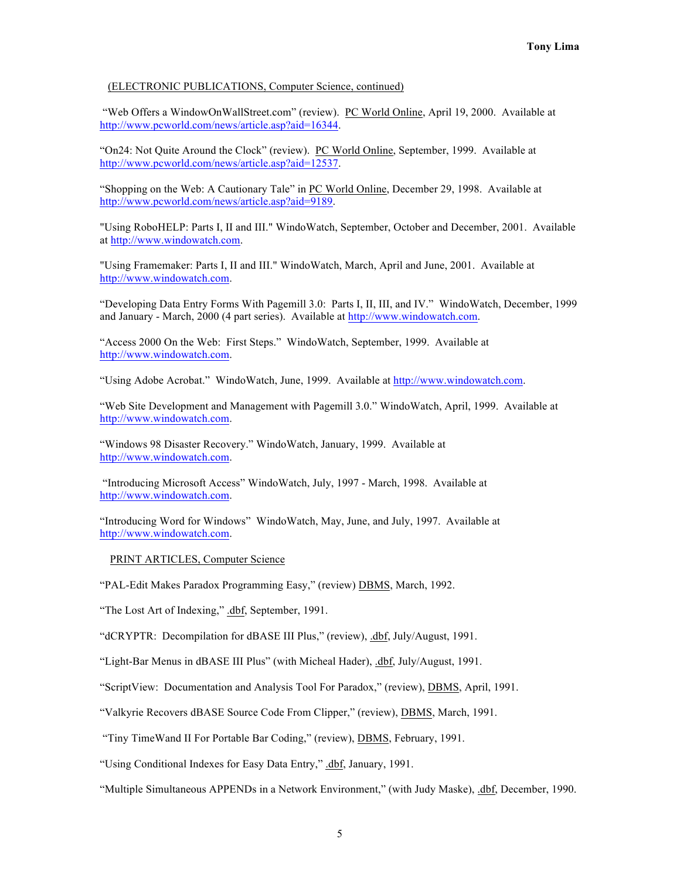(ELECTRONIC PUBLICATIONS, Computer Science, continued)

"Web Offers a WindowOnWallStreet.com" (review). PC World Online, April 19, 2000. Available at http://www.pcworld.com/news/article.asp?aid=16344.

"On24: Not Quite Around the Clock" (review). PC World Online, September, 1999. Available at http://www.pcworld.com/news/article.asp?aid=12537.

"Shopping on the Web: A Cautionary Tale" in PC World Online, December 29, 1998. Available at http://www.pcworld.com/news/article.asp?aid=9189.

"Using RoboHELP: Parts I, II and III." WindoWatch, September, October and December, 2001. Available at http://www.windowatch.com.

"Using Framemaker: Parts I, II and III." WindoWatch, March, April and June, 2001. Available at http://www.windowatch.com.

"Developing Data Entry Forms With Pagemill 3.0: Parts I, II, III, and IV." WindoWatch, December, 1999 and January - March, 2000 (4 part series). Available at http://www.windowatch.com.

"Access 2000 On the Web: First Steps." WindoWatch, September, 1999. Available at http://www.windowatch.com.

"Using Adobe Acrobat." WindoWatch, June, 1999. Available at http://www.windowatch.com.

"Web Site Development and Management with Pagemill 3.0." WindoWatch, April, 1999. Available at http://www.windowatch.com.

"Windows 98 Disaster Recovery." WindoWatch, January, 1999. Available at http://www.windowatch.com.

"Introducing Microsoft Access" WindoWatch, July, 1997 - March, 1998. Available at http://www.windowatch.com.

"Introducing Word for Windows" WindoWatch, May, June, and July, 1997. Available at http://www.windowatch.com.

PRINT ARTICLES, Computer Science

"PAL-Edit Makes Paradox Programming Easy," (review) DBMS, March, 1992.

"The Lost Art of Indexing," .dbf, September, 1991.

"dCRYPTR: Decompilation for dBASE III Plus," (review), .dbf, July/August, 1991.

"Light-Bar Menus in dBASE III Plus" (with Micheal Hader), .dbf, July/August, 1991.

"ScriptView: Documentation and Analysis Tool For Paradox," (review), DBMS, April, 1991.

"Valkyrie Recovers dBASE Source Code From Clipper," (review), DBMS, March, 1991.

"Tiny TimeWand II For Portable Bar Coding," (review), DBMS, February, 1991.

"Using Conditional Indexes for Easy Data Entry," .dbf, January, 1991.

"Multiple Simultaneous APPENDs in a Network Environment," (with Judy Maske), .dbf, December, 1990.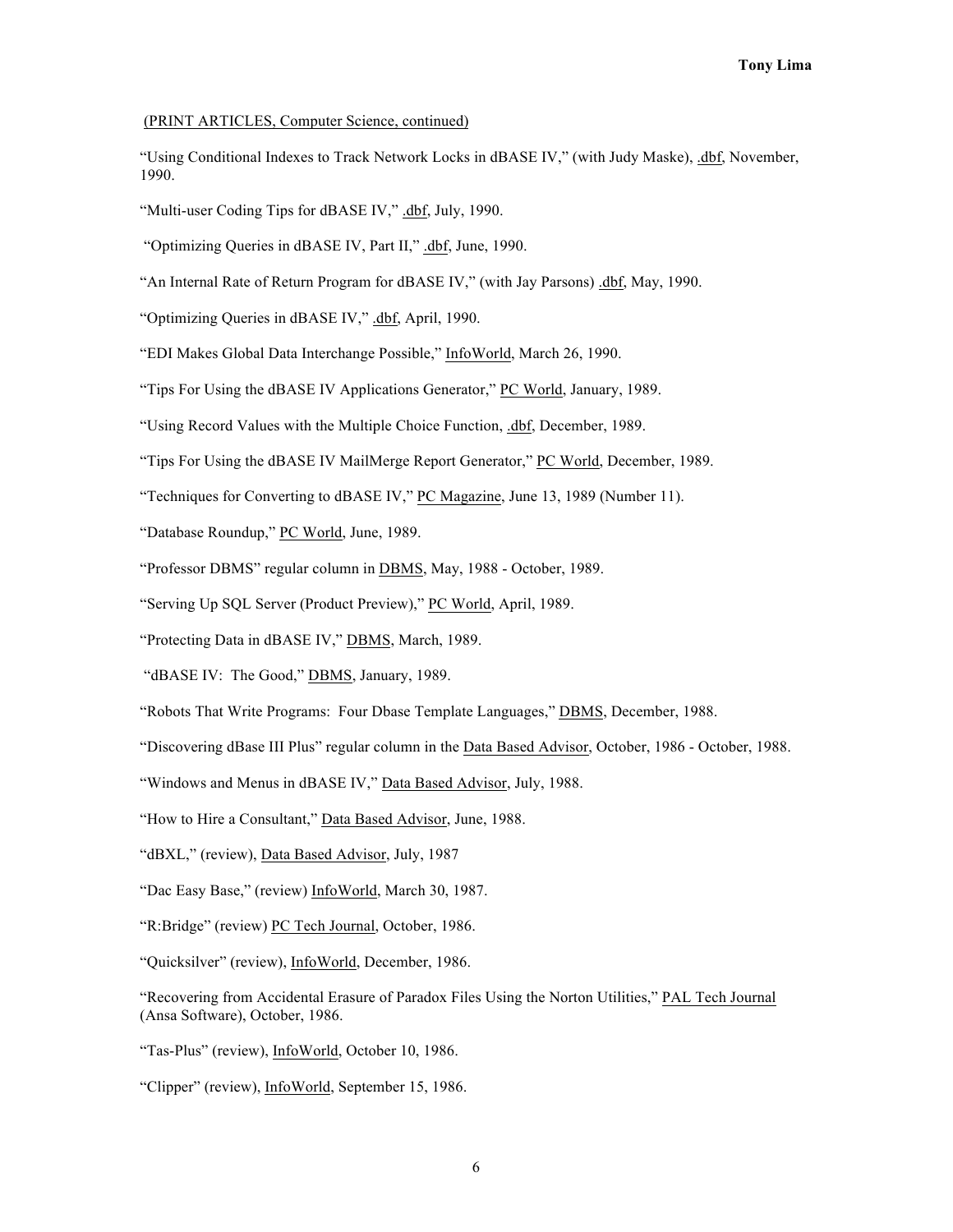(PRINT ARTICLES, Computer Science, continued)

"Using Conditional Indexes to Track Network Locks in dBASE IV," (with Judy Maske), .dbf, November, 1990.

"Multi-user Coding Tips for dBASE IV," .dbf, July, 1990.

"Optimizing Queries in dBASE IV, Part II," .dbf, June, 1990.

"An Internal Rate of Return Program for dBASE IV," (with Jay Parsons) .dbf, May, 1990.

"Optimizing Queries in dBASE IV," .dbf, April, 1990.

"EDI Makes Global Data Interchange Possible," InfoWorld, March 26, 1990.

"Tips For Using the dBASE IV Applications Generator," PC World, January, 1989.

"Using Record Values with the Multiple Choice Function, .dbf, December, 1989.

"Tips For Using the dBASE IV MailMerge Report Generator," PC World, December, 1989.

"Techniques for Converting to dBASE IV," PC Magazine, June 13, 1989 (Number 11).

"Database Roundup," PC World, June, 1989.

"Professor DBMS" regular column in DBMS, May, 1988 - October, 1989.

"Serving Up SQL Server (Product Preview)," PC World, April, 1989.

"Protecting Data in dBASE IV," DBMS, March, 1989.

"dBASE IV: The Good," DBMS, January, 1989.

"Robots That Write Programs: Four Dbase Template Languages," DBMS, December, 1988.

"Discovering dBase III Plus" regular column in the Data Based Advisor, October, 1986 - October, 1988.

"Windows and Menus in dBASE IV," Data Based Advisor, July, 1988.

"How to Hire a Consultant," Data Based Advisor, June, 1988.

"dBXL," (review), Data Based Advisor, July, 1987

"Dac Easy Base," (review) InfoWorld, March 30, 1987.

"R:Bridge" (review) PC Tech Journal, October, 1986.

"Quicksilver" (review), InfoWorld, December, 1986.

"Recovering from Accidental Erasure of Paradox Files Using the Norton Utilities," PAL Tech Journal (Ansa Software), October, 1986.

"Tas-Plus" (review), InfoWorld, October 10, 1986.

"Clipper" (review), InfoWorld, September 15, 1986.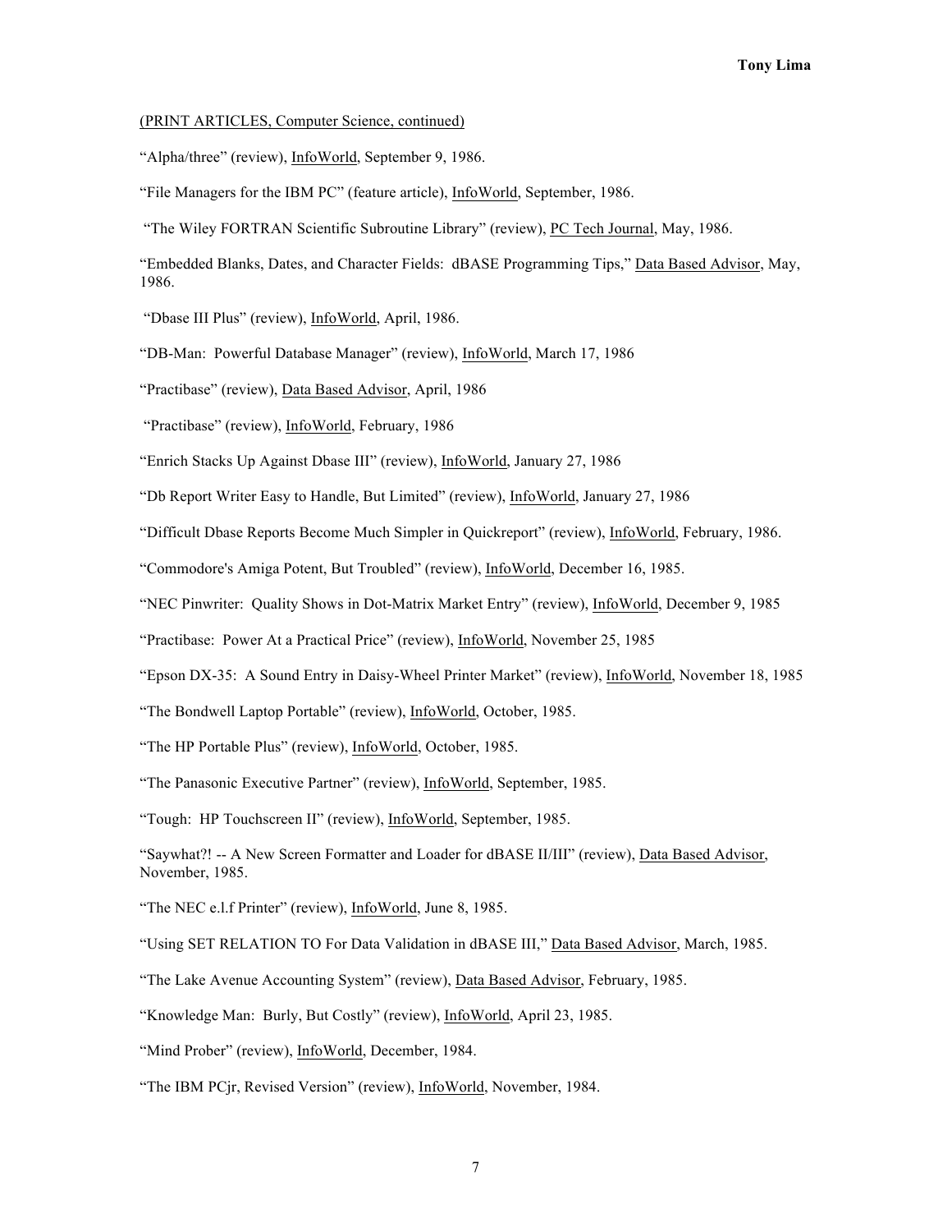(PRINT ARTICLES, Computer Science, continued)

"Alpha/three" (review), InfoWorld, September 9, 1986.

"File Managers for the IBM PC" (feature article), InfoWorld, September, 1986.

"The Wiley FORTRAN Scientific Subroutine Library" (review), PC Tech Journal, May, 1986.

"Embedded Blanks, Dates, and Character Fields: dBASE Programming Tips," Data Based Advisor, May, 1986.

"Dbase III Plus" (review), InfoWorld, April, 1986.

"DB-Man: Powerful Database Manager" (review), InfoWorld, March 17, 1986

"Practibase" (review), Data Based Advisor, April, 1986

"Practibase" (review), InfoWorld, February, 1986

"Enrich Stacks Up Against Dbase III" (review), InfoWorld, January 27, 1986

"Db Report Writer Easy to Handle, But Limited" (review), InfoWorld, January 27, 1986

"Difficult Dbase Reports Become Much Simpler in Quickreport" (review), InfoWorld, February, 1986.

"Commodore's Amiga Potent, But Troubled" (review), InfoWorld, December 16, 1985.

"NEC Pinwriter: Quality Shows in Dot-Matrix Market Entry" (review), InfoWorld, December 9, 1985

"Practibase: Power At a Practical Price" (review), InfoWorld, November 25, 1985

"Epson DX-35: A Sound Entry in Daisy-Wheel Printer Market" (review), InfoWorld, November 18, 1985

"The Bondwell Laptop Portable" (review), InfoWorld, October, 1985.

"The HP Portable Plus" (review), InfoWorld, October, 1985.

"The Panasonic Executive Partner" (review), InfoWorld, September, 1985.

"Tough: HP Touchscreen II" (review), InfoWorld, September, 1985.

"Saywhat?! -- A New Screen Formatter and Loader for dBASE II/III" (review), Data Based Advisor, November, 1985.

"The NEC e.l.f Printer" (review), InfoWorld, June 8, 1985.

"Using SET RELATION TO For Data Validation in dBASE III," Data Based Advisor, March, 1985.

"The Lake Avenue Accounting System" (review), Data Based Advisor, February, 1985.

"Knowledge Man: Burly, But Costly" (review), InfoWorld, April 23, 1985.

"Mind Prober" (review), InfoWorld, December, 1984.

"The IBM PCjr, Revised Version" (review), InfoWorld, November, 1984.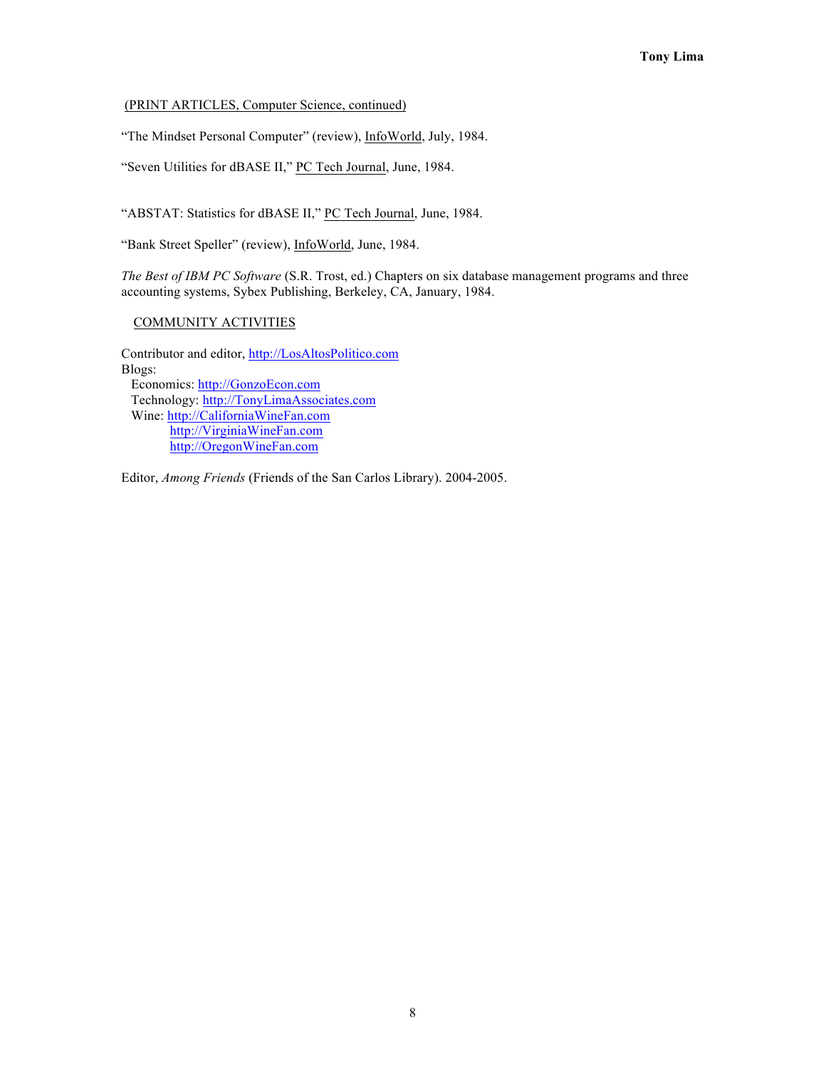(PRINT ARTICLES, Computer Science, continued)

"The Mindset Personal Computer" (review), InfoWorld, July, 1984.

"Seven Utilities for dBASE II," PC Tech Journal, June, 1984.

"ABSTAT: Statistics for dBASE II," PC Tech Journal, June, 1984.

"Bank Street Speller" (review), InfoWorld, June, 1984.

*The Best of IBM PC Software* (S.R. Trost, ed.) Chapters on six database management programs and three accounting systems, Sybex Publishing, Berkeley, CA, January, 1984.

## COMMUNITY ACTIVITIES

Contributor and editor, http://LosAltosPolitico.com
Blogs:
  Economics: http://GonzoEcon.com
  Technology: http://TonyLimaAssociates.com
  Wine: http://CaliforniaWineFan.com
    http://VirginiaWineFan.com
    http://OregonWineFan.com

Editor, *Among Friends* (Friends of the San Carlos Library). 2004-2005.